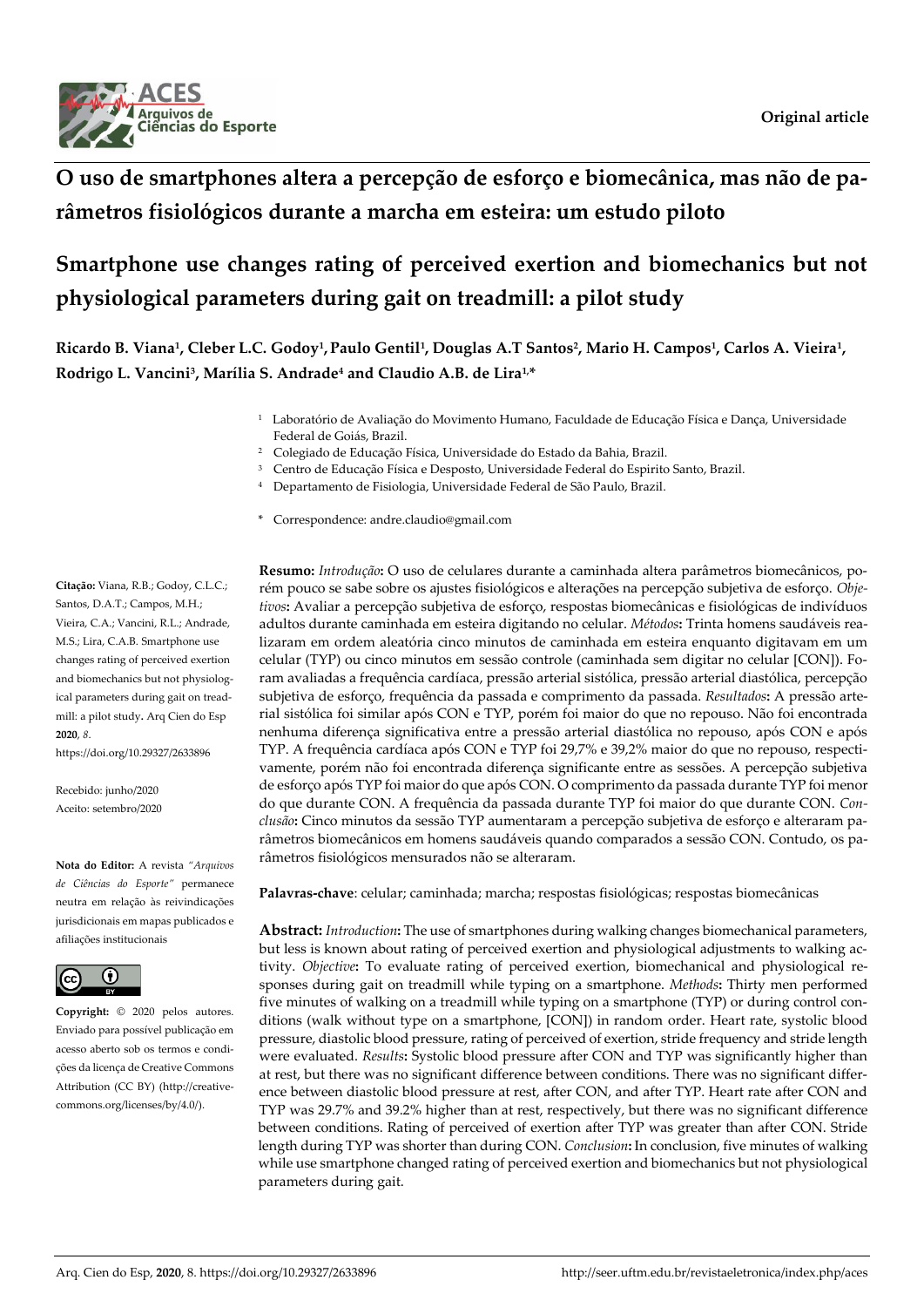Original article

# O uso de smartphones altera a percepção de esforço e biomecânica, mas não de parâmetros fisiológicos durante a marcha em esteira: um estudo piloto

# Smartphone use changes rating of perceived exertion and biomechanics but not physiological parameters during gait on treadmill: a pilot study

**Ricardo B. Viana[1], Cleber L.C. Godoy[1], Paulo Gentil[1], Douglas A.T Santos[2], Mario H. Campos[1], Carlos A. Vieira[1], Rodrigo L. Vancini[3], Marília S. Andrade[4] and Claudio A.B. de Lira[1,*]**

[1] Laboratório de Avaliação do Movimento Humano, Faculdade de Educação Física e Dança, Universidade Federal de Goiás, Brazil.
[2] Colegiado de Educação Física, Universidade do Estado da Bahia, Brazil.
[3] Centro de Educação Física e Desposto, Universidade Federal do Espirito Santo, Brazil.
[4] Departamento de Fisiologia, Universidade Federal de São Paulo, Brazil.

\* Correspondence: andre.claudio@gmail.com

**Citação:** Viana, R.B.; Godoy, C.L.C.; Santos, D.A.T.; Campos, M.H.; Vieira, C.A.; Vancini, R.L.; Andrade, M.S.; Lira, C.A.B. Smartphone use changes rating of perceived exertion and biomechanics but not physiological parameters during gait on treadmill: a pilot study. Arq Cien do Esp **2020**, *8*. https://doi.org/10.29327/2633896

Recebido: junho/2020
Aceito: setembro/2020

**Nota do Editor:** A revista *"Arquivos de Ciências do Esporte"* permanece neutra em relação às reivindicações jurisdicionais em mapas publicados e afiliações institucionais

**Copyright:** © 2020 pelos autores. Enviado para possível publicação em acesso aberto sob os termos e condições da licença de Creative Commons Attribution (CC BY) (http://creativecommons.org/licenses/by/4.0/).

**Resumo:** *Introdução***:** O uso de celulares durante a caminhada altera parâmetros biomecânicos, porém pouco se sabe sobre os ajustes fisiológicos e alterações na percepção subjetiva de esforço. *Objetivos***:** Avaliar a percepção subjetiva de esforço, respostas biomecânicas e fisiológicas de indivíduos adultos durante caminhada em esteira digitando no celular. *Métodos***:** Trinta homens saudáveis realizaram em ordem aleatória cinco minutos de caminhada em esteira enquanto digitavam em um celular (TYP) ou cinco minutos em sessão controle (caminhada sem digitar no celular [CON]). Foram avaliadas a frequência cardíaca, pressão arterial sistólica, pressão arterial diastólica, percepção subjetiva de esforço, frequência da passada e comprimento da passada. *Resultados***:** A pressão arterial sistólica foi similar após CON e TYP, porém foi maior do que no repouso. Não foi encontrada nenhuma diferença significativa entre a pressão arterial diastólica no repouso, após CON e após TYP. A frequência cardíaca após CON e TYP foi 29,7% e 39,2% maior do que no repouso, respectivamente, porém não foi encontrada diferença significante entre as sessões. A percepção subjetiva de esforço após TYP foi maior do que após CON. O comprimento da passada durante TYP foi menor do que durante CON. A frequência da passada durante TYP foi maior do que durante CON. *Conclusão***:** Cinco minutos da sessão TYP aumentaram a percepção subjetiva de esforço e alteraram parâmetros biomecânicos em homens saudáveis quando comparados a sessão CON. Contudo, os parâmetros fisiológicos mensurados não se alteraram.

**Palavras-chave**: celular; caminhada; marcha; respostas fisiológicas; respostas biomecânicas

**Abstract:** *Introduction***:** The use of smartphones during walking changes biomechanical parameters, but less is known about rating of perceived exertion and physiological adjustments to walking activity. *Objective***:** To evaluate rating of perceived exertion, biomechanical and physiological responses during gait on treadmill while typing on a smartphone. *Methods***:** Thirty men performed five minutes of walking on a treadmill while typing on a smartphone (TYP) or during control conditions (walk without type on a smartphone, [CON]) in random order. Heart rate, systolic blood pressure, diastolic blood pressure, rating of perceived of exertion, stride frequency and stride length were evaluated. *Results***:** Systolic blood pressure after CON and TYP was significantly higher than at rest, but there was no significant difference between conditions. There was no significant difference between diastolic blood pressure at rest, after CON, and after TYP. Heart rate after CON and TYP was 29.7% and 39.2% higher than at rest, respectively, but there was no significant difference between conditions. Rating of perceived of exertion after TYP was greater than after CON. Stride length during TYP was shorter than during CON. *Conclusion***:** In conclusion, five minutes of walking while use smartphone changed rating of perceived exertion and biomechanics but not physiological parameters during gait.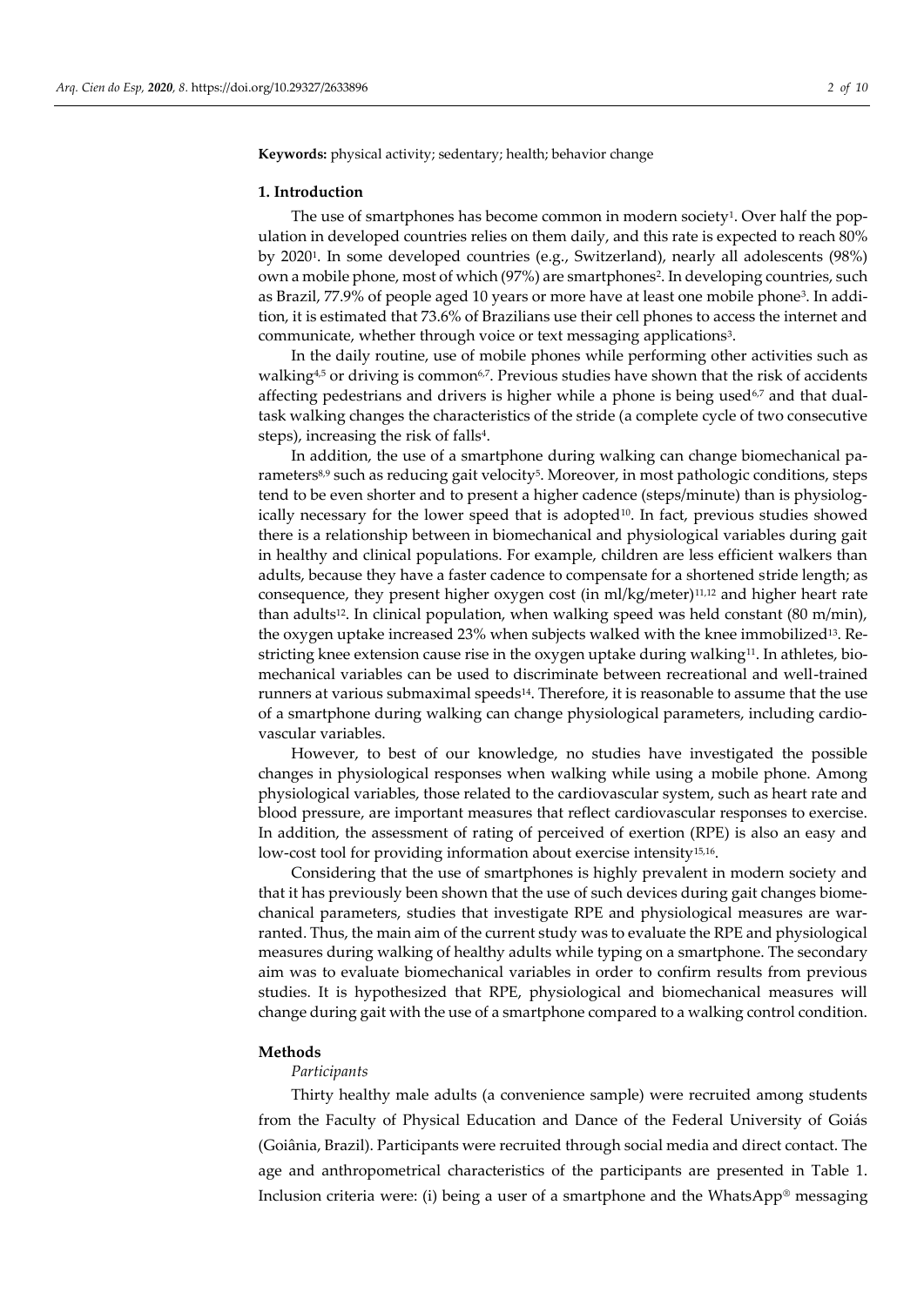**Keywords:** physical activity; sedentary; health; behavior change

## 1. Introduction

The use of smartphones has become common in modern society[1]. Over half the population in developed countries relies on them daily, and this rate is expected to reach 80% by 2020[1]. In some developed countries (e.g., Switzerland), nearly all adolescents (98%) own a mobile phone, most of which (97%) are smartphones[2]. In developing countries, such as Brazil, 77.9% of people aged 10 years or more have at least one mobile phone[3]. In addition, it is estimated that 73.6% of Brazilians use their cell phones to access the internet and communicate, whether through voice or text messaging applications[3].

In the daily routine, use of mobile phones while performing other activities such as walking[4,5] or driving is common[6,7]. Previous studies have shown that the risk of accidents affecting pedestrians and drivers is higher while a phone is being used[6,7] and that dual-task walking changes the characteristics of the stride (a complete cycle of two consecutive steps), increasing the risk of falls[4].

In addition, the use of a smartphone during walking can change biomechanical parameters[8,9] such as reducing gait velocity[5]. Moreover, in most pathologic conditions, steps tend to be even shorter and to present a higher cadence (steps/minute) than is physiologically necessary for the lower speed that is adopted[10]. In fact, previous studies showed there is a relationship between in biomechanical and physiological variables during gait in healthy and clinical populations. For example, children are less efficient walkers than adults, because they have a faster cadence to compensate for a shortened stride length; as consequence, they present higher oxygen cost (in ml/kg/meter)[11,12] and higher heart rate than adults[12]. In clinical population, when walking speed was held constant (80 m/min), the oxygen uptake increased 23% when subjects walked with the knee immobilized[13]. Restricting knee extension cause rise in the oxygen uptake during walking[11]. In athletes, biomechanical variables can be used to discriminate between recreational and well-trained runners at various submaximal speeds[14]. Therefore, it is reasonable to assume that the use of a smartphone during walking can change physiological parameters, including cardiovascular variables.

However, to best of our knowledge, no studies have investigated the possible changes in physiological responses when walking while using a mobile phone. Among physiological variables, those related to the cardiovascular system, such as heart rate and blood pressure, are important measures that reflect cardiovascular responses to exercise. In addition, the assessment of rating of perceived of exertion (RPE) is also an easy and low-cost tool for providing information about exercise intensity[15,16].

Considering that the use of smartphones is highly prevalent in modern society and that it has previously been shown that the use of such devices during gait changes biomechanical parameters, studies that investigate RPE and physiological measures are warranted. Thus, the main aim of the current study was to evaluate the RPE and physiological measures during walking of healthy adults while typing on a smartphone. The secondary aim was to evaluate biomechanical variables in order to confirm results from previous studies. It is hypothesized that RPE, physiological and biomechanical measures will change during gait with the use of a smartphone compared to a walking control condition.

## Methods

### *Participants*

Thirty healthy male adults (a convenience sample) were recruited among students from the Faculty of Physical Education and Dance of the Federal University of Goiás (Goiânia, Brazil). Participants were recruited through social media and direct contact. The age and anthropometrical characteristics of the participants are presented in Table 1. Inclusion criteria were: (i) being a user of a smartphone and the WhatsApp® messaging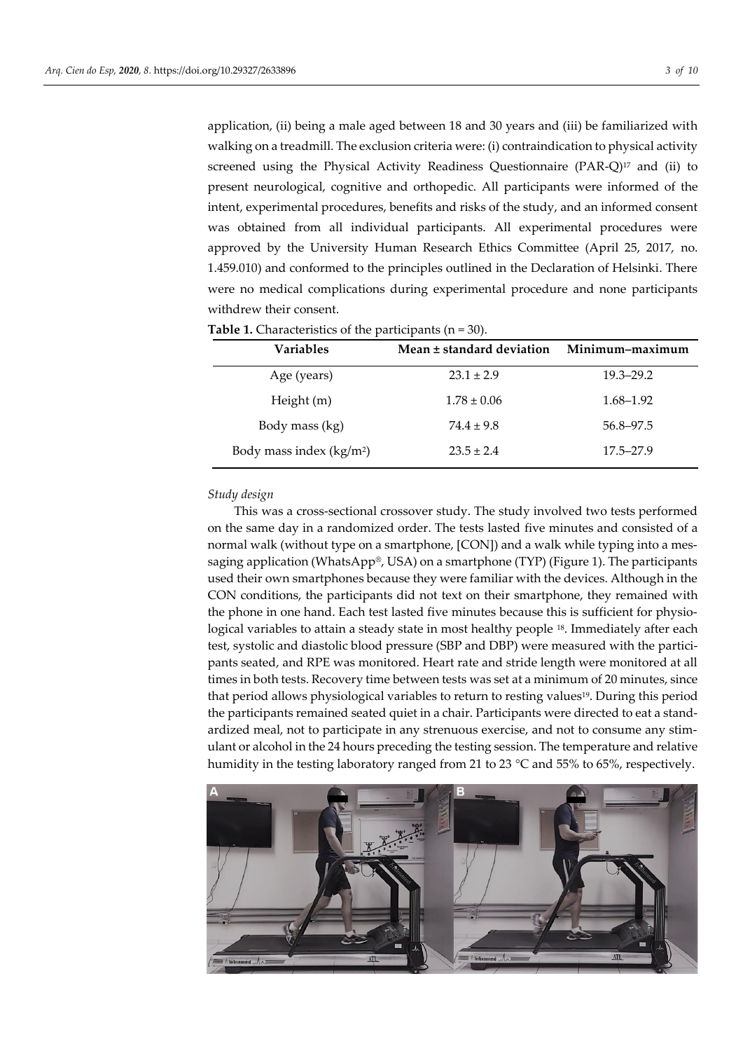application, (ii) being a male aged between 18 and 30 years and (iii) be familiarized with walking on a treadmill. The exclusion criteria were: (i) contraindication to physical activity screened using the Physical Activity Readiness Questionnaire (PAR-Q)[17] and (ii) to present neurological, cognitive and orthopedic. All participants were informed of the intent, experimental procedures, benefits and risks of the study, and an informed consent was obtained from all individual participants. All experimental procedures were approved by the University Human Research Ethics Committee (April 25, 2017, no. 1.459.010) and conformed to the principles outlined in the Declaration of Helsinki. There were no medical complications during experimental procedure and none participants withdrew their consent.

**Table 1.** Characteristics of the participants (n = 30).

| Variables | Mean ± standard deviation | Minimum–maximum |
|---|---|---|
| Age (years) | 23.1 ± 2.9 | 19.3–29.2 |
| Height (m) | 1.78 ± 0.06 | 1.68–1.92 |
| Body mass (kg) | 74.4 ± 9.8 | 56.8–97.5 |
| Body mass index (kg/m$^2$) | 23.5 ± 2.4 | 17.5–27.9 |

*Study design*

This was a cross-sectional crossover study. The study involved two tests performed on the same day in a randomized order. The tests lasted five minutes and consisted of a normal walk (without type on a smartphone, [CON]) and a walk while typing into a messaging application (WhatsApp®, USA) on a smartphone (TYP) (Figure 1). The participants used their own smartphones because they were familiar with the devices. Although in the CON conditions, the participants did not text on their smartphone, they remained with the phone in one hand. Each test lasted five minutes because this is sufficient for physiological variables to attain a steady state in most healthy people [18]. Immediately after each test, systolic and diastolic blood pressure (SBP and DBP) were measured with the participants seated, and RPE was monitored. Heart rate and stride length were monitored at all times in both tests. Recovery time between tests was set at a minimum of 20 minutes, since that period allows physiological variables to return to resting values[19]. During this period the participants remained seated quiet in a chair. Participants were directed to eat a standardized meal, not to participate in any strenuous exercise, and not to consume any stimulant or alcohol in the 24 hours preceding the testing session. The temperature and relative humidity in the testing laboratory ranged from 21 to 23 °C and 55% to 65%, respectively.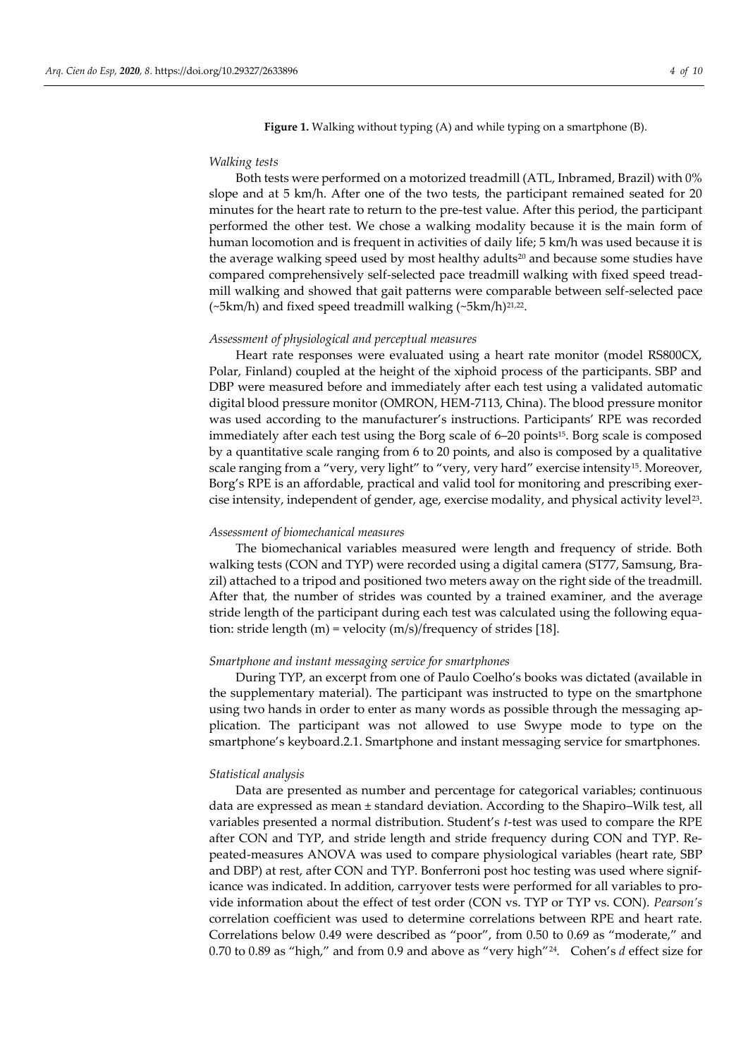**Figure 1.** Walking without typing (A) and while typing on a smartphone (B).

*Walking tests*

Both tests were performed on a motorized treadmill (ATL, Inbramed, Brazil) with 0% slope and at 5 km/h. After one of the two tests, the participant remained seated for 20 minutes for the heart rate to return to the pre-test value. After this period, the participant performed the other test. We chose a walking modality because it is the main form of human locomotion and is frequent in activities of daily life; 5 km/h was used because it is the average walking speed used by most healthy adults[20] and because some studies have compared comprehensively self-selected pace treadmill walking with fixed speed treadmill walking and showed that gait patterns were comparable between self-selected pace (~5km/h) and fixed speed treadmill walking (~5km/h)[21,22].

*Assessment of physiological and perceptual measures*

Heart rate responses were evaluated using a heart rate monitor (model RS800CX, Polar, Finland) coupled at the height of the xiphoid process of the participants. SBP and DBP were measured before and immediately after each test using a validated automatic digital blood pressure monitor (OMRON, HEM-7113, China). The blood pressure monitor was used according to the manufacturer's instructions. Participants' RPE was recorded immediately after each test using the Borg scale of 6–20 points[15]. Borg scale is composed by a quantitative scale ranging from 6 to 20 points, and also is composed by a qualitative scale ranging from a "very, very light" to "very, very hard" exercise intensity[15]. Moreover, Borg's RPE is an affordable, practical and valid tool for monitoring and prescribing exercise intensity, independent of gender, age, exercise modality, and physical activity level[23].

*Assessment of biomechanical measures*

The biomechanical variables measured were length and frequency of stride. Both walking tests (CON and TYP) were recorded using a digital camera (ST77, Samsung, Brazil) attached to a tripod and positioned two meters away on the right side of the treadmill. After that, the number of strides was counted by a trained examiner, and the average stride length of the participant during each test was calculated using the following equation: stride length (m) = velocity (m/s)/frequency of strides [18].

*Smartphone and instant messaging service for smartphones*

During TYP, an excerpt from one of Paulo Coelho's books was dictated (available in the supplementary material). The participant was instructed to type on the smartphone using two hands in order to enter as many words as possible through the messaging application. The participant was not allowed to use Swype mode to type on the smartphone's keyboard.2.1. Smartphone and instant messaging service for smartphones.

*Statistical analysis*

Data are presented as number and percentage for categorical variables; continuous data are expressed as mean ± standard deviation. According to the Shapiro–Wilk test, all variables presented a normal distribution. Student's *t*-test was used to compare the RPE after CON and TYP, and stride length and stride frequency during CON and TYP. Repeated-measures ANOVA was used to compare physiological variables (heart rate, SBP and DBP) at rest, after CON and TYP. Bonferroni post hoc testing was used where significance was indicated. In addition, carryover tests were performed for all variables to provide information about the effect of test order (CON vs. TYP or TYP vs. CON). *Pearson's* correlation coefficient was used to determine correlations between RPE and heart rate. Correlations below 0.49 were described as "poor", from 0.50 to 0.69 as "moderate," and 0.70 to 0.89 as "high," and from 0.9 and above as "very high"[24]. Cohen's *d* effect size for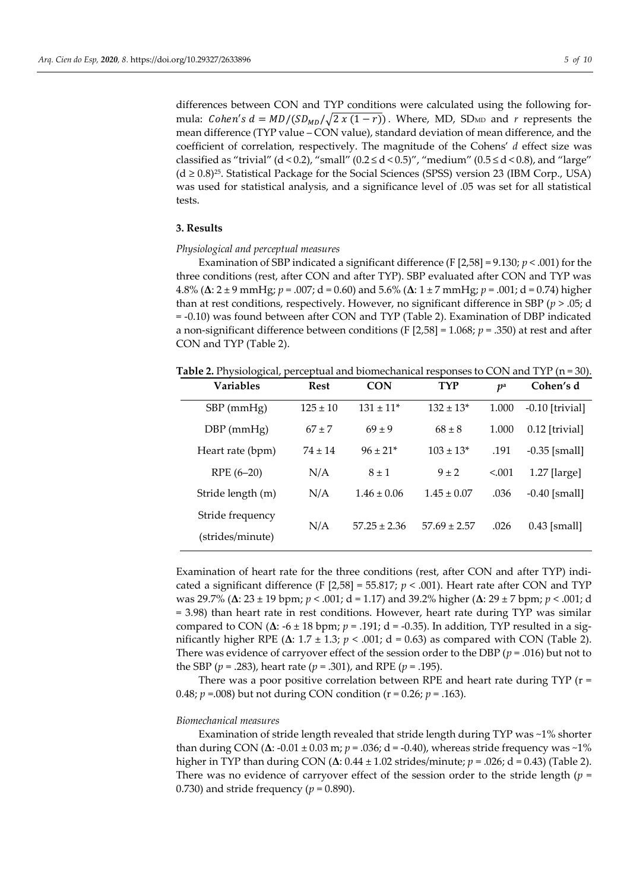differences between CON and TYP conditions were calculated using the following formula: $Cohen's\ d = MD/(SD_{MD}/\sqrt{2\ x\ (1-r)})$. Where, MD, $SD_{MD}$ and $r$ represents the mean difference (TYP value – CON value), standard deviation of mean difference, and the coefficient of correlation, respectively. The magnitude of the Cohens' *d* effect size was classified as "trivial" ($d < 0.2$), "small" ($0.2 \le d < 0.5$)", "medium" ($0.5 \le d < 0.8$), and "large" ($d \ge 0.8$)[25]. Statistical Package for the Social Sciences (SPSS) version 23 (IBM Corp., USA) was used for statistical analysis, and a significance level of .05 was set for all statistical tests.

### 3. Results

*Physiological and perceptual measures*

Examination of SBP indicated a significant difference ($F\ [2,58] = 9.130$; $p < .001$) for the three conditions (rest, after CON and after TYP). SBP evaluated after CON and TYP was 4.8% (**Δ**: 2 ± 9 mmHg; $p = .007$; d = 0.60) and 5.6% (**Δ**: 1 ± 7 mmHg; $p = .001$; d = 0.74) higher than at rest conditions, respectively. However, no significant difference in SBP ($p > .05$; d = -0.10) was found between after CON and TYP (Table 2). Examination of DBP indicated a non-significant difference between conditions ($F\ [2,58] = 1.068$; $p = .350$) at rest and after CON and TYP (Table 2).

**Table 2.** Physiological, perceptual and biomechanical responses to CON and TYP (n = 30).

| Variables | Rest | CON | TYP | $p^a$ | Cohen's d |
|---|---|---|---|---|---|
| SBP (mmHg) | 125 ± 10 | 131 ± 11* | 132 ± 13* | 1.000 | -0.10 [trivial] |
| DBP (mmHg) | 67 ± 7 | 69 ± 9 | 68 ± 8 | 1.000 | 0.12 [trivial] |
| Heart rate (bpm) | 74 ± 14 | 96 ± 21* | 103 ± 13* | .191 | -0.35 [small] |
| RPE (6–20) | N/A | 8 ± 1 | 9 ± 2 | <.001 | 1.27 [large] |
| Stride length (m) | N/A | 1.46 ± 0.06 | 1.45 ± 0.07 | .036 | -0.40 [small] |
| Stride frequency (strides/minute) | N/A | 57.25 ± 2.36 | 57.69 ± 2.57 | .026 | 0.43 [small] |

Examination of heart rate for the three conditions (rest, after CON and after TYP) indicated a significant difference ($F\ [2,58] = 55.817$; $p < .001$). Heart rate after CON and TYP was 29.7% (**Δ**: 23 ± 19 bpm; $p < .001$; d = 1.17) and 39.2% higher (**Δ**: 29 ± 7 bpm; $p < .001$; d = 3.98) than heart rate in rest conditions. However, heart rate during TYP was similar compared to CON (**Δ**: -6 ± 18 bpm; $p = .191$; d = -0.35). In addition, TYP resulted in a significantly higher RPE (**Δ**: 1.7 ± 1.3; $p < .001$; d = 0.63) as compared with CON (Table 2). There was evidence of carryover effect of the session order to the DBP ($p = .016$) but not to the SBP ($p = .283$), heart rate ($p = .301$), and RPE ($p = .195$).

There was a poor positive correlation between RPE and heart rate during TYP ($r = 0.48$; $p = .008$) but not during CON condition ($r = 0.26$; $p = .163$).

*Biomechanical measures*

Examination of stride length revealed that stride length during TYP was ~1% shorter than during CON (**Δ**: -0.01 ± 0.03 m; $p = .036$; d = -0.40), whereas stride frequency was ~1% higher in TYP than during CON (**Δ**: 0.44 ± 1.02 strides/minute; $p = .026$; d = 0.43) (Table 2). There was no evidence of carryover effect of the session order to the stride length ($p = 0.730$) and stride frequency ($p = 0.890$).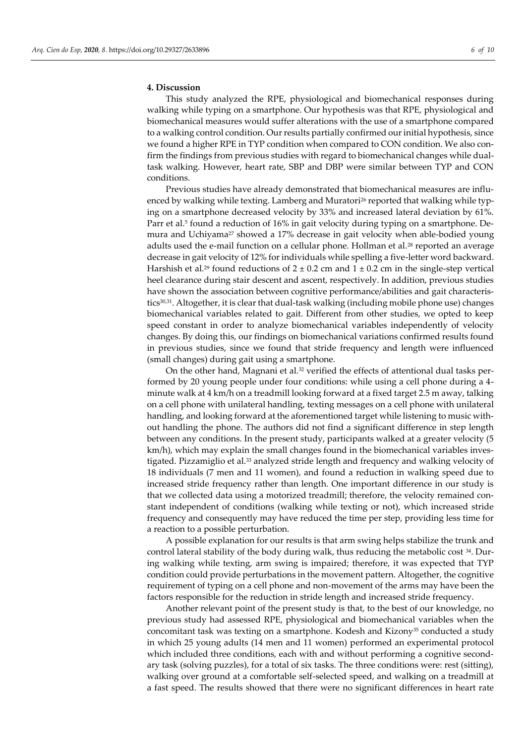## 4. Discussion

This study analyzed the RPE, physiological and biomechanical responses during walking while typing on a smartphone. Our hypothesis was that RPE, physiological and biomechanical measures would suffer alterations with the use of a smartphone compared to a walking control condition. Our results partially confirmed our initial hypothesis, since we found a higher RPE in TYP condition when compared to CON condition. We also confirm the findings from previous studies with regard to biomechanical changes while dual-task walking. However, heart rate, SBP and DBP were similar between TYP and CON conditions.

Previous studies have already demonstrated that biomechanical measures are influenced by walking while texting. Lamberg and Muratori[26] reported that walking while typing on a smartphone decreased velocity by 33% and increased lateral deviation by 61%. Parr et al.[5] found a reduction of 16% in gait velocity during typing on a smartphone. Demura and Uchiyama[27] showed a 17% decrease in gait velocity when able-bodied young adults used the e-mail function on a cellular phone. Hollman et al.[28] reported an average decrease in gait velocity of 12% for individuals while spelling a five-letter word backward. Harshish et al.[29] found reductions of $2 \pm 0.2$ cm and $1 \pm 0.2$ cm in the single-step vertical heel clearance during stair descent and ascent, respectively. In addition, previous studies have shown the association between cognitive performance/abilities and gait characteristics[30,31]. Altogether, it is clear that dual-task walking (including mobile phone use) changes biomechanical variables related to gait. Different from other studies, we opted to keep speed constant in order to analyze biomechanical variables independently of velocity changes. By doing this, our findings on biomechanical variations confirmed results found in previous studies, since we found that stride frequency and length were influenced (small changes) during gait using a smartphone.

On the other hand, Magnani et al.[32] verified the effects of attentional dual tasks performed by 20 young people under four conditions: while using a cell phone during a 4-minute walk at 4 km/h on a treadmill looking forward at a fixed target 2.5 m away, talking on a cell phone with unilateral handling, texting messages on a cell phone with unilateral handling, and looking forward at the aforementioned target while listening to music without handling the phone. The authors did not find a significant difference in step length between any conditions. In the present study, participants walked at a greater velocity (5 km/h), which may explain the small changes found in the biomechanical variables investigated. Pizzamiglio et al.[33] analyzed stride length and frequency and walking velocity of 18 individuals (7 men and 11 women), and found a reduction in walking speed due to increased stride frequency rather than length. One important difference in our study is that we collected data using a motorized treadmill; therefore, the velocity remained constant independent of conditions (walking while texting or not), which increased stride frequency and consequently may have reduced the time per step, providing less time for a reaction to a possible perturbation.

A possible explanation for our results is that arm swing helps stabilize the trunk and control lateral stability of the body during walk, thus reducing the metabolic cost [34]. During walking while texting, arm swing is impaired; therefore, it was expected that TYP condition could provide perturbations in the movement pattern. Altogether, the cognitive requirement of typing on a cell phone and non-movement of the arms may have been the factors responsible for the reduction in stride length and increased stride frequency.

Another relevant point of the present study is that, to the best of our knowledge, no previous study had assessed RPE, physiological and biomechanical variables when the concomitant task was texting on a smartphone. Kodesh and Kizony[35] conducted a study in which 25 young adults (14 men and 11 women) performed an experimental protocol which included three conditions, each with and without performing a cognitive secondary task (solving puzzles), for a total of six tasks. The three conditions were: rest (sitting), walking over ground at a comfortable self-selected speed, and walking on a treadmill at a fast speed. The results showed that there were no significant differences in heart rate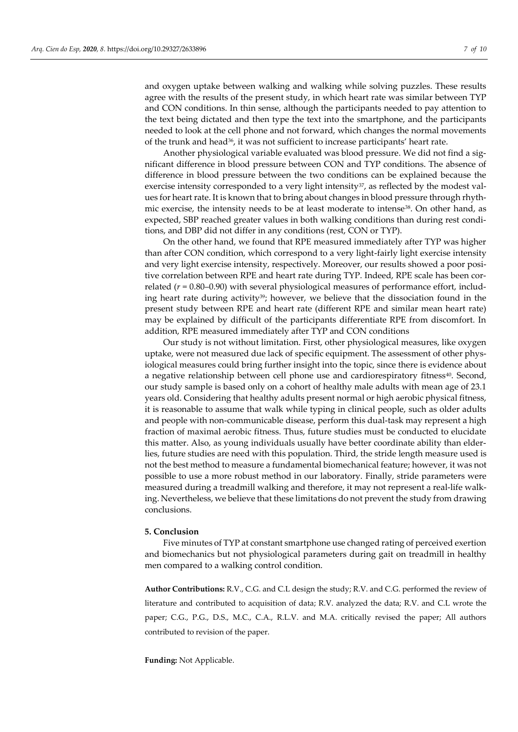and oxygen uptake between walking and walking while solving puzzles. These results agree with the results of the present study, in which heart rate was similar between TYP and CON conditions. In thin sense, although the participants needed to pay attention to the text being dictated and then type the text into the smartphone, and the participants needed to look at the cell phone and not forward, which changes the normal movements of the trunk and head[36], it was not sufficient to increase participants' heart rate.

Another physiological variable evaluated was blood pressure. We did not find a significant difference in blood pressure between CON and TYP conditions. The absence of difference in blood pressure between the two conditions can be explained because the exercise intensity corresponded to a very light intensity[37], as reflected by the modest values for heart rate. It is known that to bring about changes in blood pressure through rhythmic exercise, the intensity needs to be at least moderate to intense[38]. On other hand, as expected, SBP reached greater values in both walking conditions than during rest conditions, and DBP did not differ in any conditions (rest, CON or TYP).

On the other hand, we found that RPE measured immediately after TYP was higher than after CON condition, which correspond to a very light-fairly light exercise intensity and very light exercise intensity, respectively. Moreover, our results showed a poor positive correlation between RPE and heart rate during TYP. Indeed, RPE scale has been correlated ($r$ = 0.80–0.90) with several physiological measures of performance effort, including heart rate during activity[39]; however, we believe that the dissociation found in the present study between RPE and heart rate (different RPE and similar mean heart rate) may be explained by difficult of the participants differentiate RPE from discomfort. In addition, RPE measured immediately after TYP and CON conditions

Our study is not without limitation. First, other physiological measures, like oxygen uptake, were not measured due lack of specific equipment. The assessment of other physiological measures could bring further insight into the topic, since there is evidence about a negative relationship between cell phone use and cardiorespiratory fitness[40]. Second, our study sample is based only on a cohort of healthy male adults with mean age of 23.1 years old. Considering that healthy adults present normal or high aerobic physical fitness, it is reasonable to assume that walk while typing in clinical people, such as older adults and people with non-communicable disease, perform this dual-task may represent a high fraction of maximal aerobic fitness. Thus, future studies must be conducted to elucidate this matter. Also, as young individuals usually have better coordinate ability than elderlies, future studies are need with this population. Third, the stride length measure used is not the best method to measure a fundamental biomechanical feature; however, it was not possible to use a more robust method in our laboratory. Finally, stride parameters were measured during a treadmill walking and therefore, it may not represent a real-life walking. Nevertheless, we believe that these limitations do not prevent the study from drawing conclusions.

## 5. Conclusion

Five minutes of TYP at constant smartphone use changed rating of perceived exertion and biomechanics but not physiological parameters during gait on treadmill in healthy men compared to a walking control condition.

**Author Contributions:** R.V., C.G. and C.L design the study; R.V. and C.G. performed the review of literature and contributed to acquisition of data; R.V. analyzed the data; R.V. and C.L wrote the paper; C.G., P.G., D.S., M.C., C.A., R.L.V. and M.A. critically revised the paper; All authors contributed to revision of the paper.

**Funding:** Not Applicable.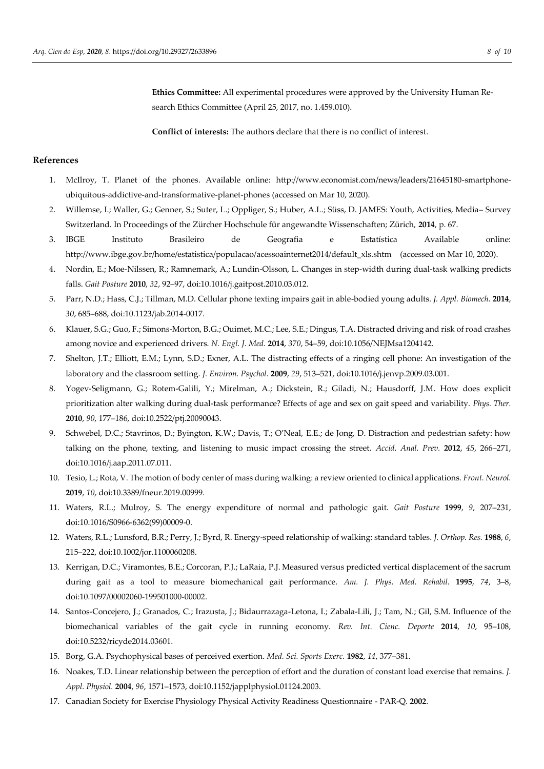**Ethics Committee:** All experimental procedures were approved by the University Human Research Ethics Committee (April 25, 2017, no. 1.459.010).

**Conflict of interests:** The authors declare that there is no conflict of interest.

## References

1. McIlroy, T. Planet of the phones. Available online: http://www.economist.com/news/leaders/21645180-smartphone-ubiquitous-addictive-and-transformative-planet-phones (accessed on Mar 10, 2020).
2. Willemse, I.; Waller, G.; Genner, S.; Suter, L.; Oppliger, S.; Huber, A.L.; Süss, D. JAMES: Youth, Activities, Media– Survey Switzerland. In Proceedings of the Zürcher Hochschule für angewandte Wissenschaften; Zürich, **2014**, p. 67.
3. IBGE Instituto Brasileiro de Geografia e Estatística Available online: http://www.ibge.gov.br/home/estatistica/populacao/acessoainternet2014/default_xls.shtm (accessed on Mar 10, 2020).
4. Nordin, E.; Moe-Nilssen, R.; Ramnemark, A.; Lundin-Olsson, L. Changes in step-width during dual-task walking predicts falls. *Gait Posture* **2010**, *32*, 92–97, doi:10.1016/j.gaitpost.2010.03.012.
5. Parr, N.D.; Hass, C.J.; Tillman, M.D. Cellular phone texting impairs gait in able-bodied young adults. *J. Appl. Biomech.* **2014**, *30*, 685–688, doi:10.1123/jab.2014-0017.
6. Klauer, S.G.; Guo, F.; Simons-Morton, B.G.; Ouimet, M.C.; Lee, S.E.; Dingus, T.A. Distracted driving and risk of road crashes among novice and experienced drivers. *N. Engl. J. Med.* **2014**, *370*, 54–59, doi:10.1056/NEJMsa1204142.
7. Shelton, J.T.; Elliott, E.M.; Lynn, S.D.; Exner, A.L. The distracting effects of a ringing cell phone: An investigation of the laboratory and the classroom setting. *J. Environ. Psychol.* **2009**, *29*, 513–521, doi:10.1016/j.jenvp.2009.03.001.
8. Yogev-Seligmann, G.; Rotem-Galili, Y.; Mirelman, A.; Dickstein, R.; Giladi, N.; Hausdorff, J.M. How does explicit prioritization alter walking during dual-task performance? Effects of age and sex on gait speed and variability. *Phys. Ther.* **2010**, *90*, 177–186, doi:10.2522/ptj.20090043.
9. Schwebel, D.C.; Stavrinos, D.; Byington, K.W.; Davis, T.; O'Neal, E.E.; de Jong, D. Distraction and pedestrian safety: how talking on the phone, texting, and listening to music impact crossing the street. *Accid. Anal. Prev.* **2012**, *45*, 266–271, doi:10.1016/j.aap.2011.07.011.
10. Tesio, L.; Rota, V. The motion of body center of mass during walking: a review oriented to clinical applications. *Front. Neurol.* **2019**, *10*, doi:10.3389/fneur.2019.00999.
11. Waters, R.L.; Mulroy, S. The energy expenditure of normal and pathologic gait. *Gait Posture* **1999**, *9*, 207–231, doi:10.1016/S0966-6362(99)00009-0.
12. Waters, R.L.; Lunsford, B.R.; Perry, J.; Byrd, R. Energy-speed relationship of walking: standard tables. *J. Orthop. Res.* **1988**, *6*, 215–222, doi:10.1002/jor.1100060208.
13. Kerrigan, D.C.; Viramontes, B.E.; Corcoran, P.J.; LaRaia, P.J. Measured versus predicted vertical displacement of the sacrum during gait as a tool to measure biomechanical gait performance. *Am. J. Phys. Med. Rehabil.* **1995**, *74*, 3–8, doi:10.1097/00002060-199501000-00002.
14. Santos-Concejero, J.; Granados, C.; Irazusta, J.; Bidaurrazaga-Letona, I.; Zabala-Lili, J.; Tam, N.; Gil, S.M. Influence of the biomechanical variables of the gait cycle in running economy. *Rev. Int. Cienc. Deporte* **2014**, *10*, 95–108, doi:10.5232/ricyde2014.03601.
15. Borg, G.A. Psychophysical bases of perceived exertion. *Med. Sci. Sports Exerc.* **1982**, *14*, 377–381.
16. Noakes, T.D. Linear relationship between the perception of effort and the duration of constant load exercise that remains. *J. Appl. Physiol.* **2004**, *96*, 1571–1573, doi:10.1152/japplphysiol.01124.2003.
17. Canadian Society for Exercise Physiology Physical Activity Readiness Questionnaire - PAR-Q. **2002**.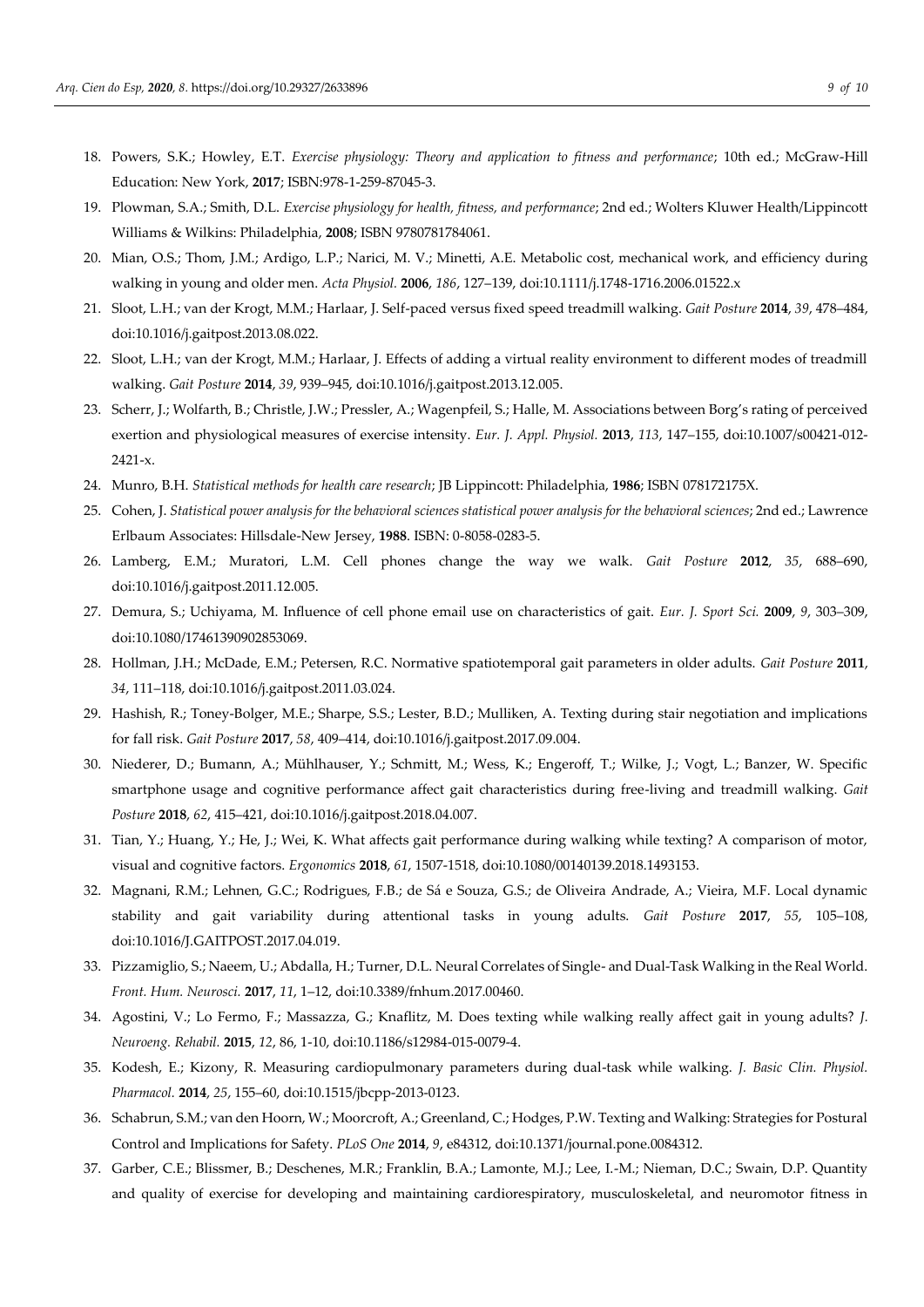18. Powers, S.K.; Howley, E.T. *Exercise physiology: Theory and application to fitness and performance*; 10th ed.; McGraw-Hill Education: New York, **2017**; ISBN:978-1-259-87045-3.
19. Plowman, S.A.; Smith, D.L. *Exercise physiology for health, fitness, and performance*; 2nd ed.; Wolters Kluwer Health/Lippincott Williams & Wilkins: Philadelphia, **2008**; ISBN 9780781784061.
20. Mian, O.S.; Thom, J.M.; Ardigo, L.P.; Narici, M. V.; Minetti, A.E. Metabolic cost, mechanical work, and efficiency during walking in young and older men. *Acta Physiol.* **2006**, *186*, 127–139, doi:10.1111/j.1748-1716.2006.01522.x
21. Sloot, L.H.; van der Krogt, M.M.; Harlaar, J. Self-paced versus fixed speed treadmill walking. *Gait Posture* **2014**, *39*, 478–484, doi:10.1016/j.gaitpost.2013.08.022.
22. Sloot, L.H.; van der Krogt, M.M.; Harlaar, J. Effects of adding a virtual reality environment to different modes of treadmill walking. *Gait Posture* **2014**, *39*, 939–945, doi:10.1016/j.gaitpost.2013.12.005.
23. Scherr, J.; Wolfarth, B.; Christle, J.W.; Pressler, A.; Wagenpfeil, S.; Halle, M. Associations between Borg's rating of perceived exertion and physiological measures of exercise intensity. *Eur. J. Appl. Physiol.* **2013**, *113*, 147–155, doi:10.1007/s00421-012-2421-x.
24. Munro, B.H. *Statistical methods for health care research*; JB Lippincott: Philadelphia, **1986**; ISBN 078172175X.
25. Cohen, J. *Statistical power analysis for the behavioral sciences statistical power analysis for the behavioral sciences*; 2nd ed.; Lawrence Erlbaum Associates: Hillsdale-New Jersey, **1988**. ISBN: 0-8058-0283-5.
26. Lamberg, E.M.; Muratori, L.M. Cell phones change the way we walk. *Gait Posture* **2012**, *35*, 688–690, doi:10.1016/j.gaitpost.2011.12.005.
27. Demura, S.; Uchiyama, M. Influence of cell phone email use on characteristics of gait. *Eur. J. Sport Sci.* **2009**, *9*, 303–309, doi:10.1080/17461390902853069.
28. Hollman, J.H.; McDade, E.M.; Petersen, R.C. Normative spatiotemporal gait parameters in older adults. *Gait Posture* **2011**, *34*, 111–118, doi:10.1016/j.gaitpost.2011.03.024.
29. Hashish, R.; Toney-Bolger, M.E.; Sharpe, S.S.; Lester, B.D.; Mulliken, A. Texting during stair negotiation and implications for fall risk. *Gait Posture* **2017**, *58*, 409–414, doi:10.1016/j.gaitpost.2017.09.004.
30. Niederer, D.; Bumann, A.; Mühlhauser, Y.; Schmitt, M.; Wess, K.; Engeroff, T.; Wilke, J.; Vogt, L.; Banzer, W. Specific smartphone usage and cognitive performance affect gait characteristics during free-living and treadmill walking. *Gait Posture* **2018**, *62*, 415–421, doi:10.1016/j.gaitpost.2018.04.007.
31. Tian, Y.; Huang, Y.; He, J.; Wei, K. What affects gait performance during walking while texting? A comparison of motor, visual and cognitive factors. *Ergonomics* **2018**, *61*, 1507-1518, doi:10.1080/00140139.2018.1493153.
32. Magnani, R.M.; Lehnen, G.C.; Rodrigues, F.B.; de Sá e Souza, G.S.; de Oliveira Andrade, A.; Vieira, M.F. Local dynamic stability and gait variability during attentional tasks in young adults. *Gait Posture* **2017**, *55*, 105–108, doi:10.1016/J.GAITPOST.2017.04.019.
33. Pizzamiglio, S.; Naeem, U.; Abdalla, H.; Turner, D.L. Neural Correlates of Single- and Dual-Task Walking in the Real World. *Front. Hum. Neurosci.* **2017**, *11*, 1–12, doi:10.3389/fnhum.2017.00460.
34. Agostini, V.; Lo Fermo, F.; Massazza, G.; Knaflitz, M. Does texting while walking really affect gait in young adults? *J. Neuroeng. Rehabil.* **2015**, *12*, 86, 1-10, doi:10.1186/s12984-015-0079-4.
35. Kodesh, E.; Kizony, R. Measuring cardiopulmonary parameters during dual-task while walking. *J. Basic Clin. Physiol. Pharmacol.* **2014**, *25*, 155–60, doi:10.1515/jbcpp-2013-0123.
36. Schabrun, S.M.; van den Hoorn, W.; Moorcroft, A.; Greenland, C.; Hodges, P.W. Texting and Walking: Strategies for Postural Control and Implications for Safety. *PLoS One* **2014**, *9*, e84312, doi:10.1371/journal.pone.0084312.
37. Garber, C.E.; Blissmer, B.; Deschenes, M.R.; Franklin, B.A.; Lamonte, M.J.; Lee, I.-M.; Nieman, D.C.; Swain, D.P. Quantity and quality of exercise for developing and maintaining cardiorespiratory, musculoskeletal, and neuromotor fitness in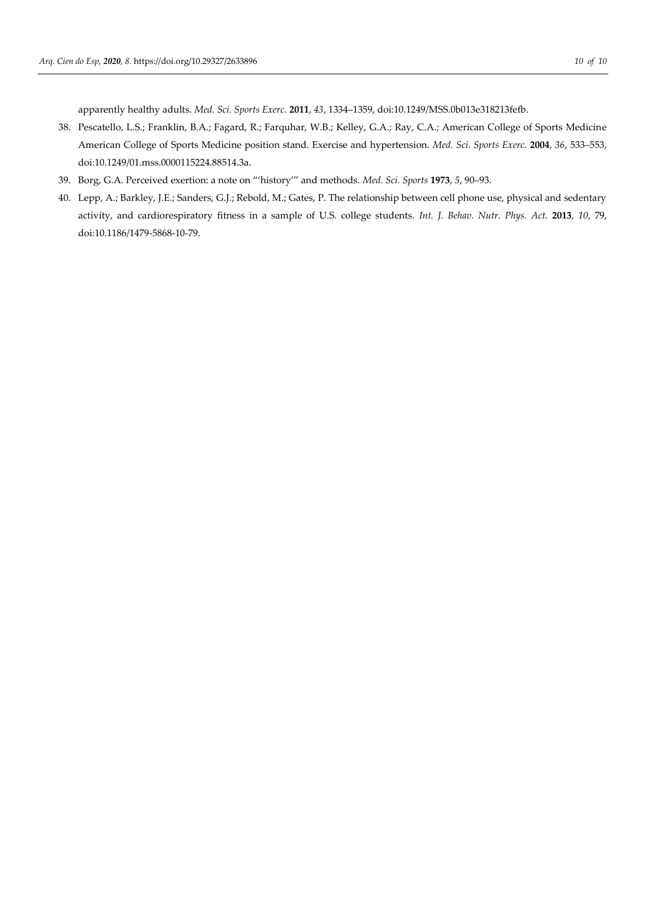apparently healthy adults. *Med. Sci. Sports Exerc.* **2011**, *43*, 1334–1359, doi:10.1249/MSS.0b013e318213fefb.

38. Pescatello, L.S.; Franklin, B.A.; Fagard, R.; Farquhar, W.B.; Kelley, G.A.; Ray, C.A.; American College of Sports Medicine American College of Sports Medicine position stand. Exercise and hypertension. *Med. Sci. Sports Exerc.* **2004**, *36*, 533–553, doi:10.1249/01.mss.0000115224.88514.3a.
39. Borg, G.A. Perceived exertion: a note on "'history'" and methods. *Med. Sci. Sports* **1973**, *5*, 90–93.
40. Lepp, A.; Barkley, J.E.; Sanders, G.J.; Rebold, M.; Gates, P. The relationship between cell phone use, physical and sedentary activity, and cardiorespiratory fitness in a sample of U.S. college students. *Int. J. Behav. Nutr. Phys. Act.* **2013**, *10*, 79, doi:10.1186/1479-5868-10-79.